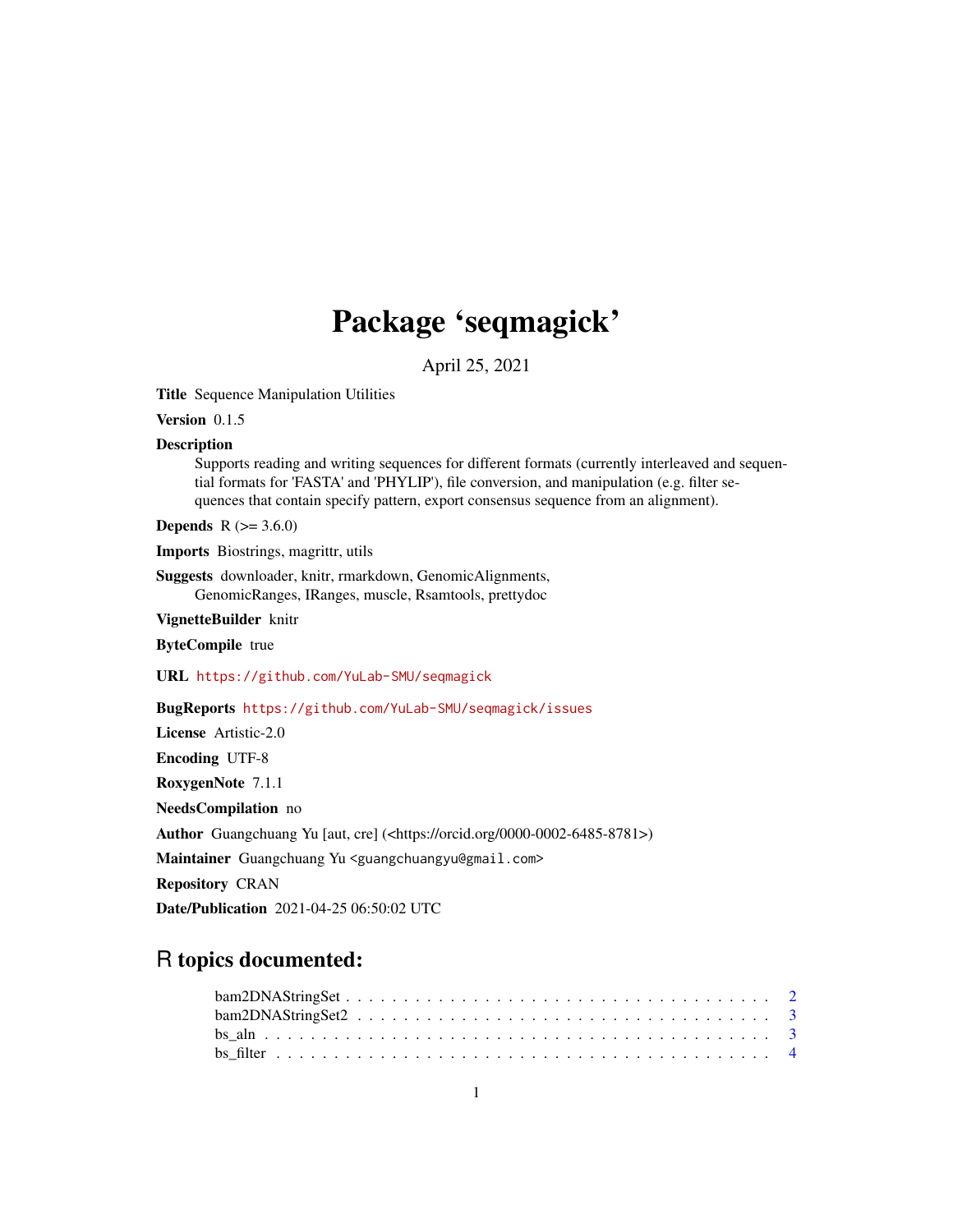# Package 'seqmagick'

April 25, 2021

**Title** Sequence Manipulation Utilities

**Version** 0.1.5

**Description** Supports reading and writing sequences for different formats (currently interleaved and sequential formats for 'FASTA' and 'PHYLIP'), file conversion, and manipulation (e.g. filter sequences that contain specify pattern, export consensus sequence from an alignment).

**Depends** R (>= 3.6.0)

**Imports** Biostrings, magrittr, utils

**Suggests** downloader, knitr, rmarkdown, GenomicAlignments, GenomicRanges, IRanges, muscle, Rsamtools, prettydoc

**VignetteBuilder** knitr

**ByteCompile** true

**URL** https://github.com/YuLab-SMU/seqmagick

**BugReports** https://github.com/YuLab-SMU/seqmagick/issues

**License** Artistic-2.0

**Encoding** UTF-8

**RoxygenNote** 7.1.1

**NeedsCompilation** no

**Author** Guangchuang Yu [aut, cre] (<https://orcid.org/0000-0002-6485-8781>)

**Maintainer** Guangchuang Yu <guangchuangyu@gmail.com>

**Repository** CRAN

**Date/Publication** 2021-04-25 06:50:02 UTC

## R topics documented:

- bam2DNAStringSet . . . . . . . . . . . . . . . . . . . . . . . . . . . . . . . . . . . . 2
- bam2DNAStringSet2 . . . . . . . . . . . . . . . . . . . . . . . . . . . . . . . . . . . 3
- bs_aln . . . . . . . . . . . . . . . . . . . . . . . . . . . . . . . . . . . . . . . . . . 3
- bs_filter . . . . . . . . . . . . . . . . . . . . . . . . . . . . . . . . . . . . . . . . . 4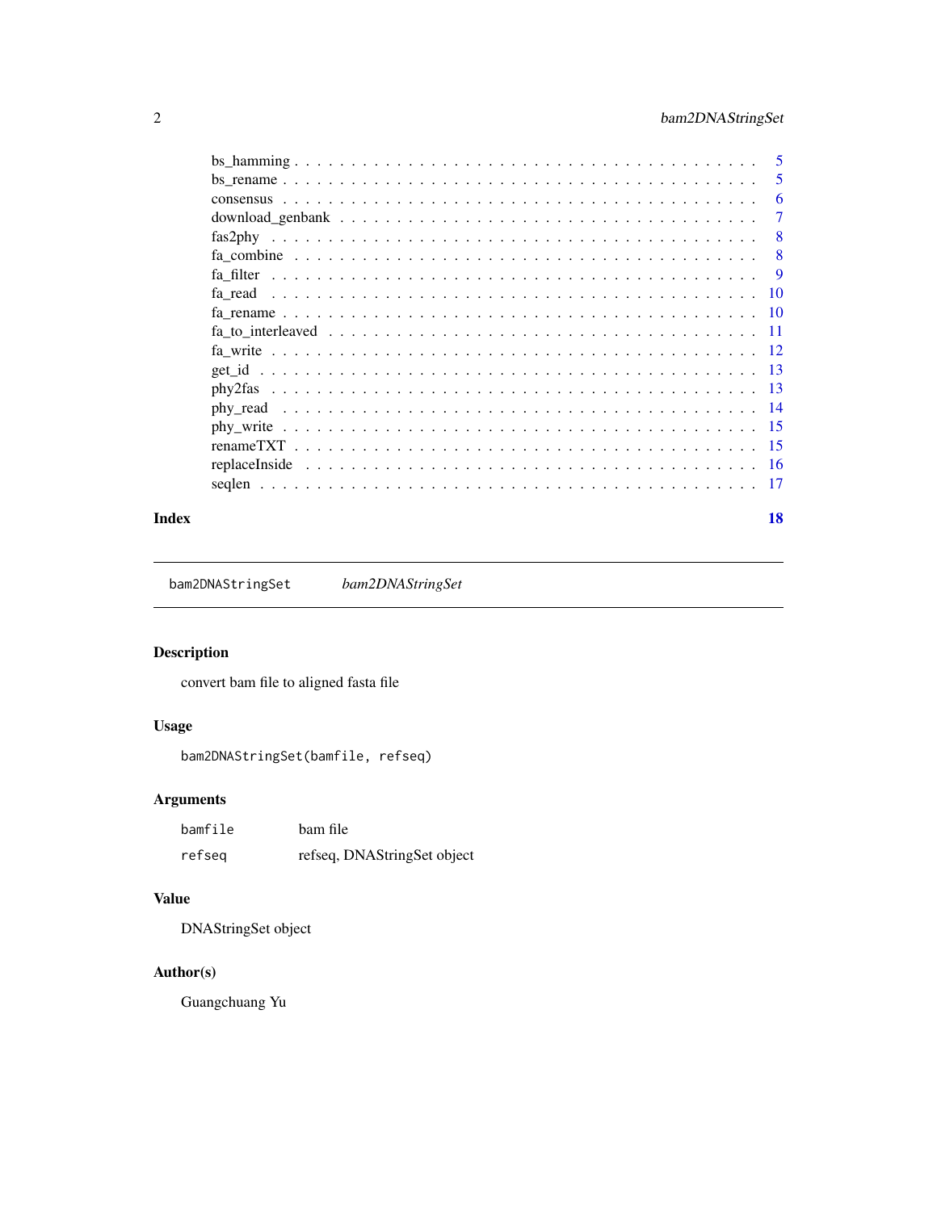bs_hamming . . . . . . . . . . . . . . . . . . . . . . . . . . . . . . . . . . . . . . . . 5
bs_rename . . . . . . . . . . . . . . . . . . . . . . . . . . . . . . . . . . . . . . . . 5
consensus . . . . . . . . . . . . . . . . . . . . . . . . . . . . . . . . . . . . . . . . 6
download_genbank . . . . . . . . . . . . . . . . . . . . . . . . . . . . . . . . . . . . 7
fas2phy . . . . . . . . . . . . . . . . . . . . . . . . . . . . . . . . . . . . . . . . . 8
fa_combine . . . . . . . . . . . . . . . . . . . . . . . . . . . . . . . . . . . . . . . 8
fa_filter . . . . . . . . . . . . . . . . . . . . . . . . . . . . . . . . . . . . . . . . 9
fa_read . . . . . . . . . . . . . . . . . . . . . . . . . . . . . . . . . . . . . . . . . 10
fa_rename . . . . . . . . . . . . . . . . . . . . . . . . . . . . . . . . . . . . . . . . 10
fa_to_interleaved . . . . . . . . . . . . . . . . . . . . . . . . . . . . . . . . . . . 11
fa_write . . . . . . . . . . . . . . . . . . . . . . . . . . . . . . . . . . . . . . . . 12
get_id . . . . . . . . . . . . . . . . . . . . . . . . . . . . . . . . . . . . . . . . . 13
phy2fas . . . . . . . . . . . . . . . . . . . . . . . . . . . . . . . . . . . . . . . . . 13
phy_read . . . . . . . . . . . . . . . . . . . . . . . . . . . . . . . . . . . . . . . . 14
phy_write . . . . . . . . . . . . . . . . . . . . . . . . . . . . . . . . . . . . . . . . 15
renameTXT . . . . . . . . . . . . . . . . . . . . . . . . . . . . . . . . . . . . . . . . 15
replaceInside . . . . . . . . . . . . . . . . . . . . . . . . . . . . . . . . . . . . . . 16
seqlen . . . . . . . . . . . . . . . . . . . . . . . . . . . . . . . . . . . . . . . . . 17

**Index** **18**

---

`bam2DNAStringSet` *bam2DNAStringSet*

---

### Description

convert bam file to aligned fasta file

### Usage

```
bam2DNAStringSet(bamfile, refseq)
```

### Arguments

| | |
|---|---|
| `bamfile` | bam file |
| `refseq` | refseq, DNAStringSet object |

### Value

DNAStringSet object

### Author(s)

Guangchuang Yu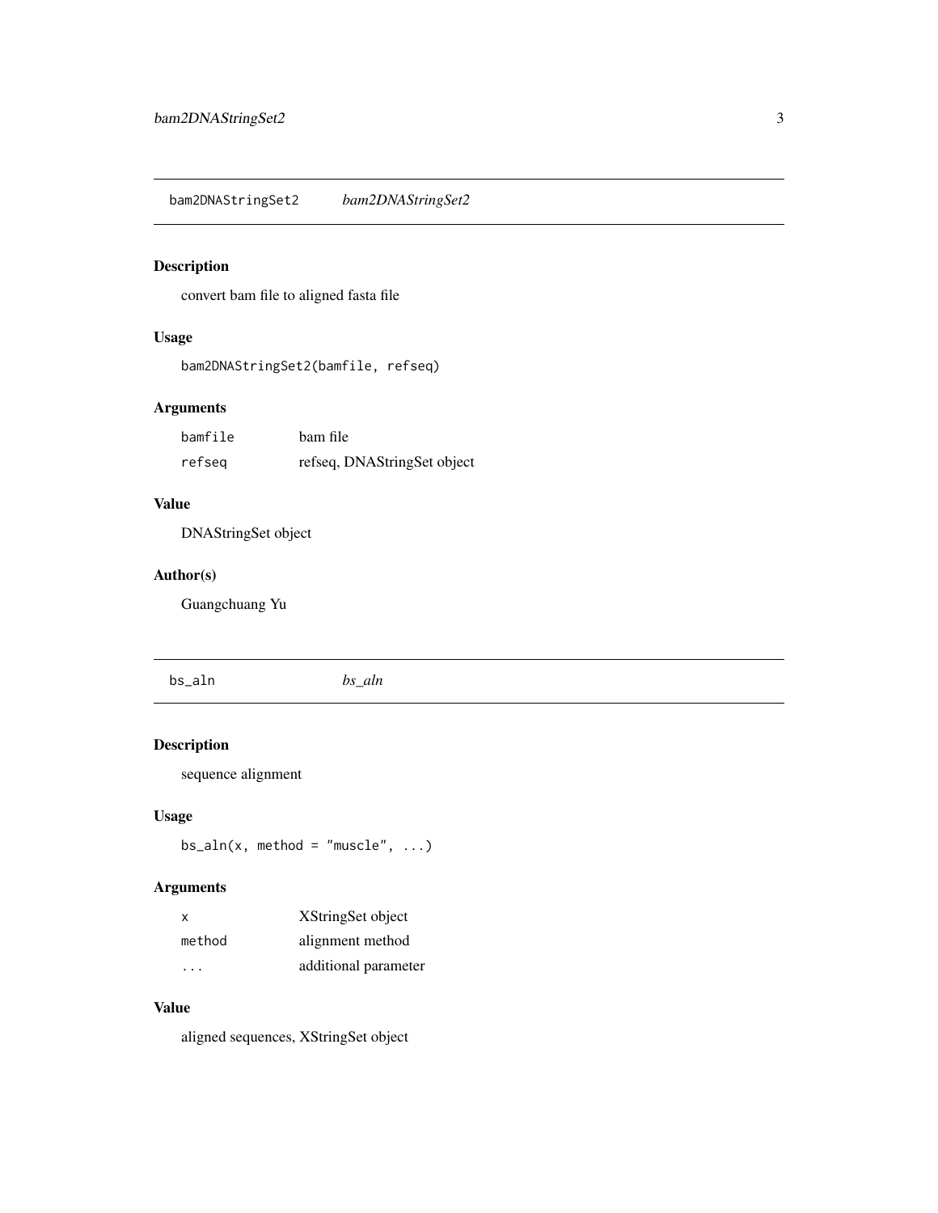## bam2DNAStringSet2 *bam2DNAStringSet2*

### Description

convert bam file to aligned fasta file

### Usage

```
bam2DNAStringSet2(bamfile, refseq)
```

### Arguments

| | |
|---|---|
| bamfile | bam file |
| refseq | refseq, DNAStringSet object |

### Value

DNAStringSet object

### Author(s)

Guangchuang Yu

## bs_aln *bs_aln*

### Description

sequence alignment

### Usage

```
bs_aln(x, method = "muscle", ...)
```

### Arguments

| | |
|---|---|
| x | XStringSet object |
| method | alignment method |
| ... | additional parameter |

### Value

aligned sequences, XStringSet object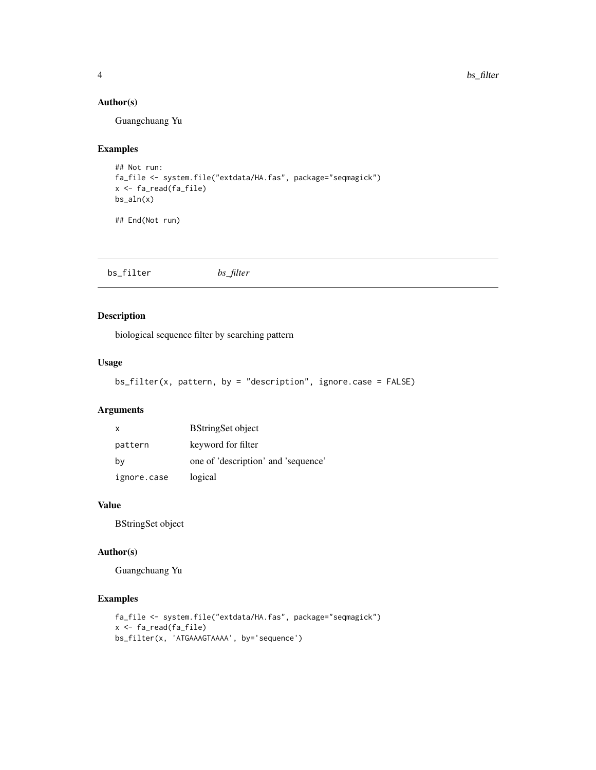## Author(s)

Guangchuang Yu

## Examples

```
## Not run:
fa_file <- system.file("extdata/HA.fas", package="seqmagick")
x <- fa_read(fa_file)
bs_aln(x)

## End(Not run)
```

---

# bs_filter *bs_filter*

---

## Description

biological sequence filter by searching pattern

## Usage

```
bs_filter(x, pattern, by = "description", ignore.case = FALSE)
```

## Arguments

| | |
|---|---|
| x | BStringSet object |
| pattern | keyword for filter |
| by | one of 'description' and 'sequence' |
| ignore.case | logical |

## Value

BStringSet object

## Author(s)

Guangchuang Yu

## Examples

```
fa_file <- system.file("extdata/HA.fas", package="seqmagick")
x <- fa_read(fa_file)
bs_filter(x, 'ATGAAAGTAAAA', by='sequence')
```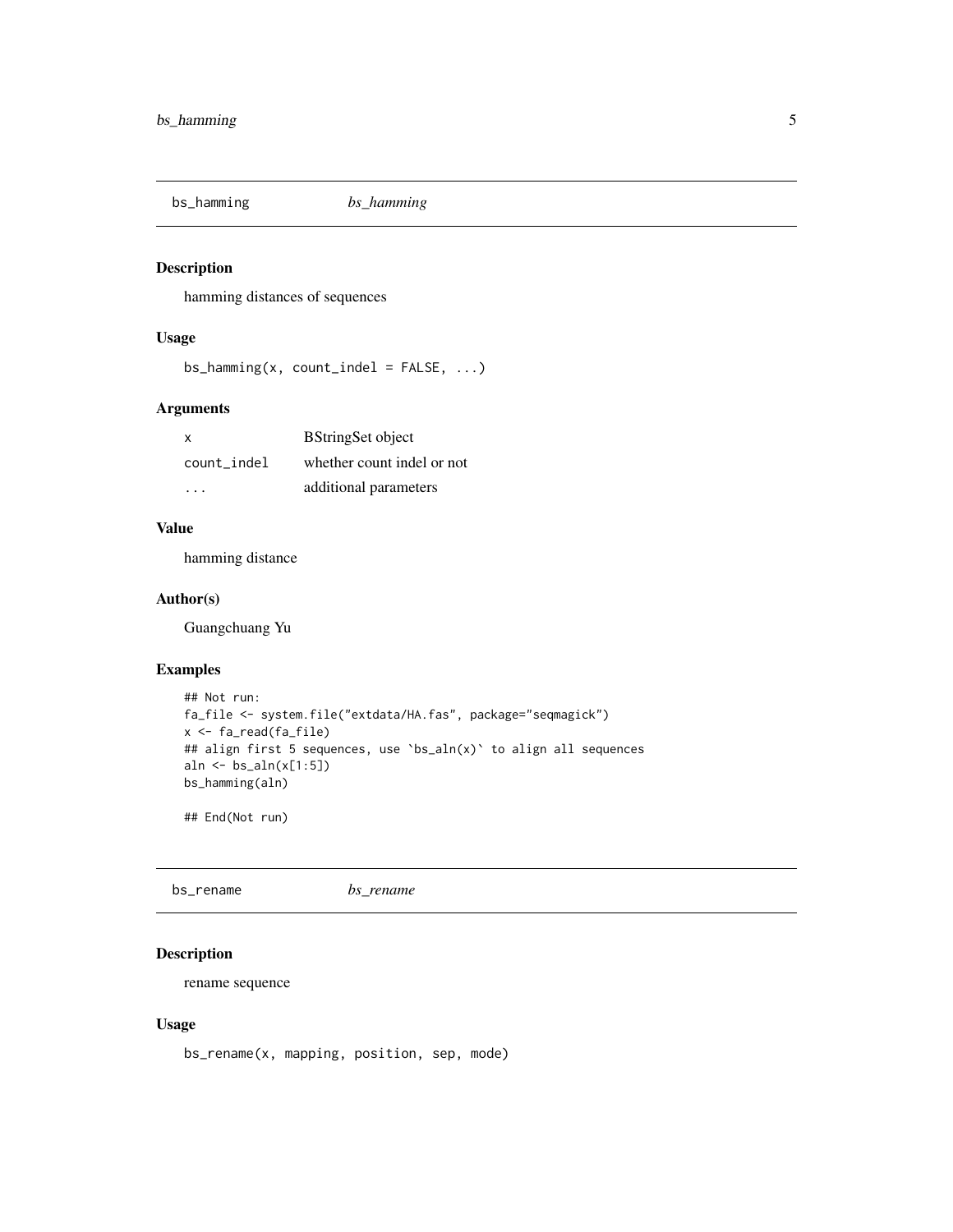## bs_hamming *bs_hamming*

### Description

hamming distances of sequences

### Usage

```
bs_hamming(x, count_indel = FALSE, ...)
```

### Arguments

| | |
|---|---|
| x | BStringSet object |
| count_indel | whether count indel or not |
| ... | additional parameters |

### Value

hamming distance

### Author(s)

Guangchuang Yu

### Examples

```
## Not run:
fa_file <- system.file("extdata/HA.fas", package="seqmagick")
x <- fa_read(fa_file)
## align first 5 sequences, use `bs_aln(x)` to align all sequences
aln <- bs_aln(x[1:5])
bs_hamming(aln)

## End(Not run)
```

## bs_rename *bs_rename*

### Description

rename sequence

### Usage

```
bs_rename(x, mapping, position, sep, mode)
```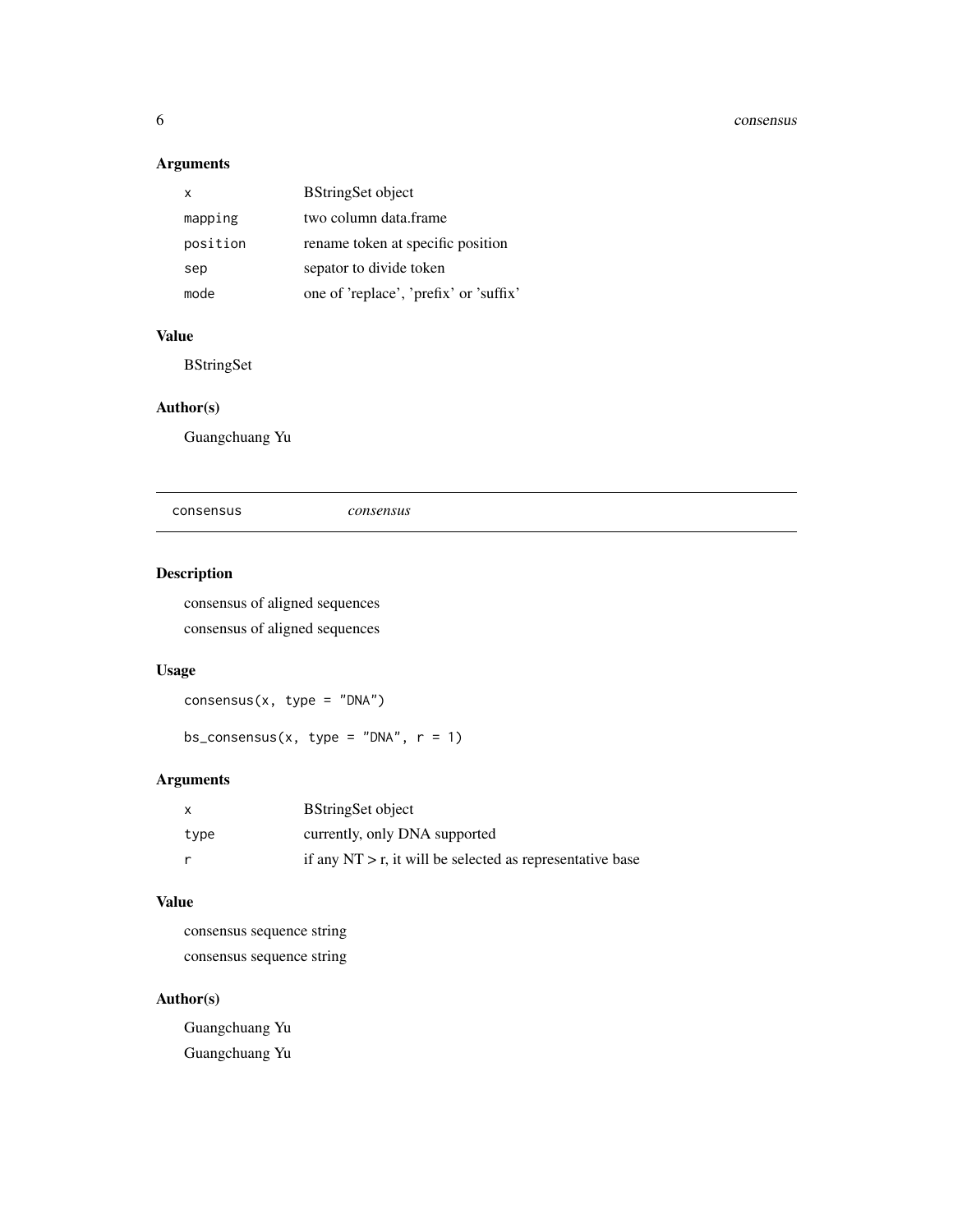### Arguments

| | |
|---|---|
| `x` | BStringSet object |
| `mapping` | two column data.frame |
| `position` | rename token at specific position |
| `sep` | sepator to divide token |
| `mode` | one of 'replace', 'prefix' or 'suffix' |

### Value

BStringSet

### Author(s)

Guangchuang Yu

---

## consensus *consensus*

---

### Description

consensus of aligned sequences

consensus of aligned sequences

### Usage

```
consensus(x, type = "DNA")

bs_consensus(x, type = "DNA", r = 1)
```

### Arguments

| | |
|---|---|
| `x` | BStringSet object |
| `type` | currently, only DNA supported |
| `r` | if any NT > r, it will be selected as representative base |

### Value

consensus sequence string

consensus sequence string

### Author(s)

Guangchuang Yu

Guangchuang Yu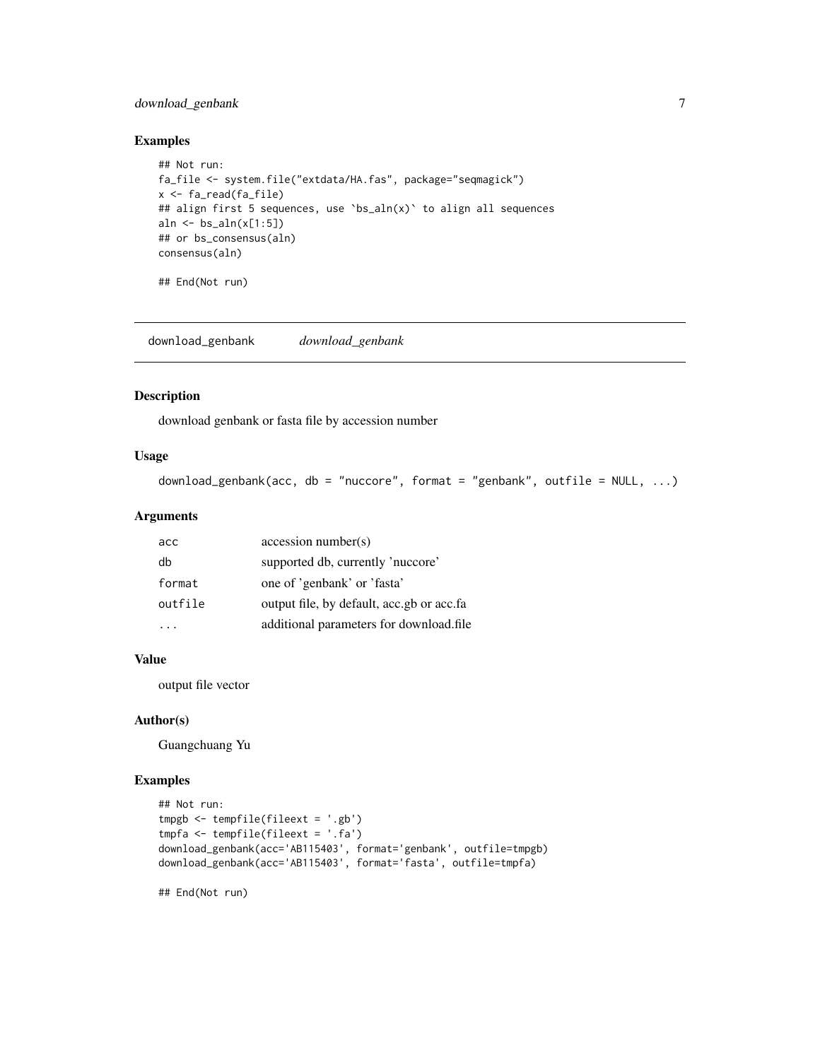## Examples

```
## Not run:
fa_file <- system.file("extdata/HA.fas", package="seqmagick")
x <- fa_read(fa_file)
## align first 5 sequences, use `bs_aln(x)` to align all sequences
aln <- bs_aln(x[1:5])
## or bs_consensus(aln)
consensus(aln)

## End(Not run)
```

---

`download_genbank` *download_genbank*

---

## Description

download genbank or fasta file by accession number

## Usage

```
download_genbank(acc, db = "nuccore", format = "genbank", outfile = NULL, ...)
```

## Arguments

| | |
|---|---|
| `acc` | accession number(s) |
| `db` | supported db, currently 'nuccore' |
| `format` | one of 'genbank' or 'fasta' |
| `outfile` | output file, by default, acc.gb or acc.fa |
| `...` | additional parameters for download.file |

## Value

output file vector

## Author(s)

Guangchuang Yu

## Examples

```
## Not run:
tmpgb <- tempfile(fileext = '.gb')
tmpfa <- tempfile(fileext = '.fa')
download_genbank(acc='AB115403', format='genbank', outfile=tmpgb)
download_genbank(acc='AB115403', format='fasta', outfile=tmpfa)

## End(Not run)
```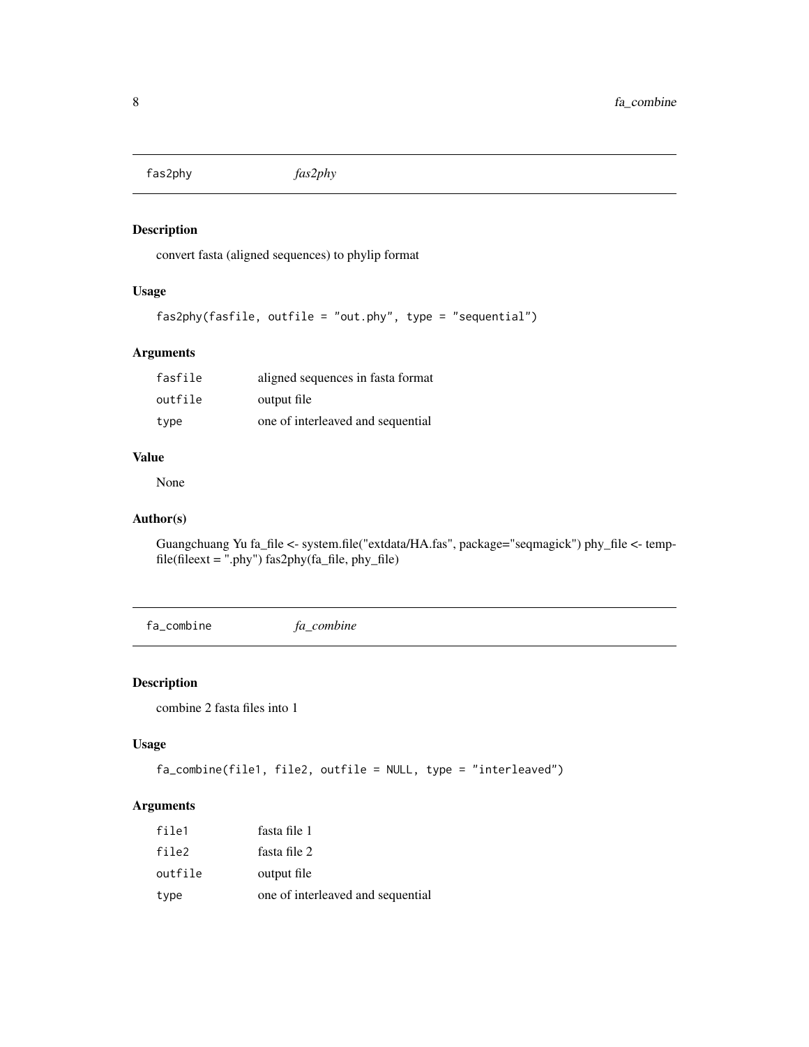## fas2phy *fas2phy*

### Description

convert fasta (aligned sequences) to phylip format

### Usage

```
fas2phy(fasfile, outfile = "out.phy", type = "sequential")
```

### Arguments

| | |
|---|---|
| fasfile | aligned sequences in fasta format |
| outfile | output file |
| type | one of interleaved and sequential |

### Value

None

### Author(s)

Guangchuang Yu fa_file <- system.file("extdata/HA.fas", package="seqmagick") phy_file <- tempfile(fileext = ".phy") fas2phy(fa_file, phy_file)

## fa_combine *fa_combine*

### Description

combine 2 fasta files into 1

### Usage

```
fa_combine(file1, file2, outfile = NULL, type = "interleaved")
```

### Arguments

| | |
|---|---|
| file1 | fasta file 1 |
| file2 | fasta file 2 |
| outfile | output file |
| type | one of interleaved and sequential |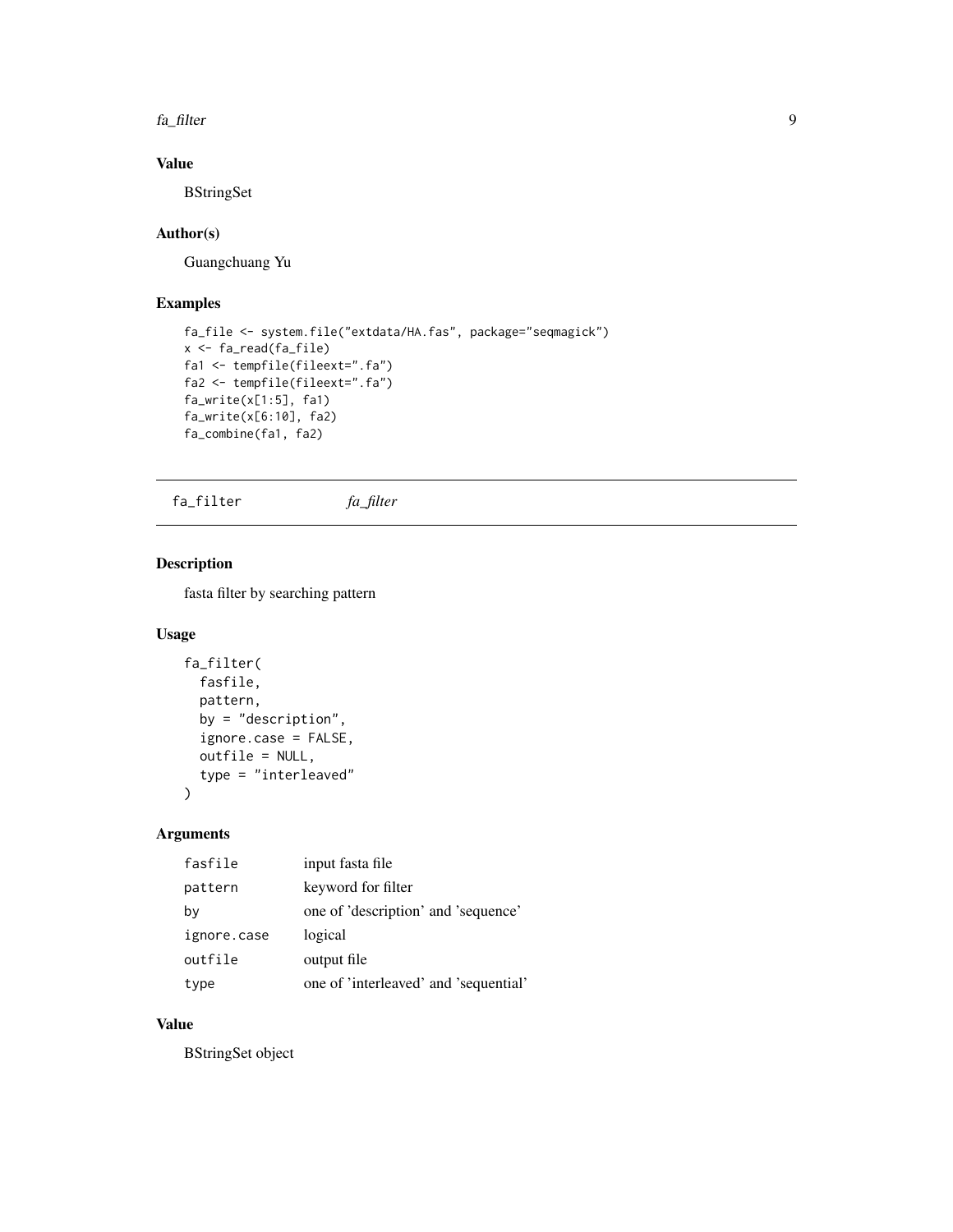## Value

BStringSet

## Author(s)

Guangchuang Yu

## Examples

```
fa_file <- system.file("extdata/HA.fas", package="seqmagick")
x <- fa_read(fa_file)
fa1 <- tempfile(fileext=".fa")
fa2 <- tempfile(fileext=".fa")
fa_write(x[1:5], fa1)
fa_write(x[6:10], fa2)
fa_combine(fa1, fa2)
```

---

# fa_filter *fa_filter*

---

## Description

fasta filter by searching pattern

## Usage

```
fa_filter(
  fasfile,
  pattern,
  by = "description",
  ignore.case = FALSE,
  outfile = NULL,
  type = "interleaved"
)
```

## Arguments

| | |
|---|---|
| fasfile | input fasta file |
| pattern | keyword for filter |
| by | one of 'description' and 'sequence' |
| ignore.case | logical |
| outfile | output file |
| type | one of 'interleaved' and 'sequential' |

## Value

BStringSet object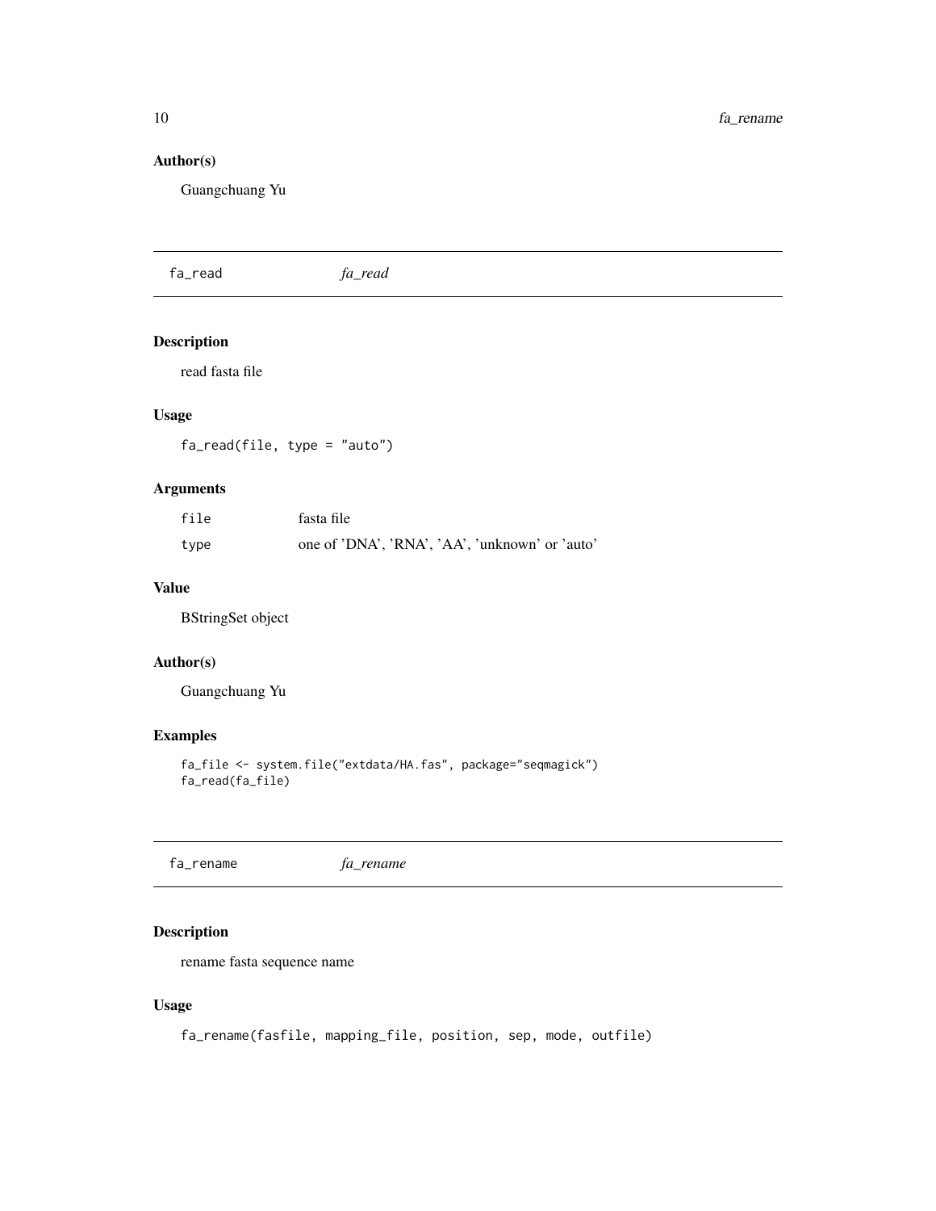### Author(s)

Guangchuang Yu

## fa_read *fa_read*

### Description

read fasta file

### Usage

```
fa_read(file, type = "auto")
```

### Arguments

| | |
|---|---|
| file | fasta file |
| type | one of 'DNA', 'RNA', 'AA', 'unknown' or 'auto' |

### Value

BStringSet object

### Author(s)

Guangchuang Yu

### Examples

```
fa_file <- system.file("extdata/HA.fas", package="seqmagick")
fa_read(fa_file)
```

## fa_rename *fa_rename*

### Description

rename fasta sequence name

### Usage

```
fa_rename(fasfile, mapping_file, position, sep, mode, outfile)
```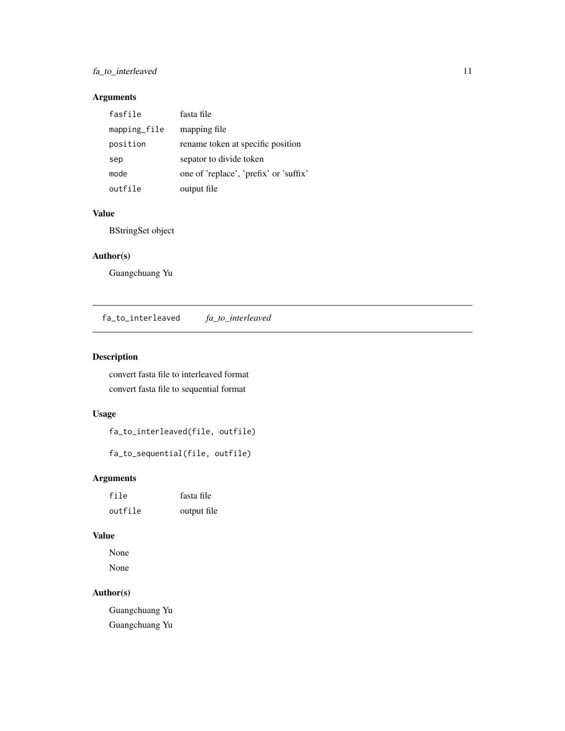### Arguments

| | |
|---|---|
| `fasfile` | fasta file |
| `mapping_file` | mapping file |
| `position` | rename token at specific position |
| `sep` | sepator to divide token |
| `mode` | one of 'replace', 'prefix' or 'suffix' |
| `outfile` | output file |

### Value

BStringSet object

### Author(s)

Guangchuang Yu

---

## `fa_to_interleaved` *fa_to_interleaved*

### Description

convert fasta file to interleaved format

convert fasta file to sequential format

### Usage

```
fa_to_interleaved(file, outfile)

fa_to_sequential(file, outfile)
```

### Arguments

| | |
|---|---|
| `file` | fasta file |
| `outfile` | output file |

### Value

None

None

### Author(s)

Guangchuang Yu

Guangchuang Yu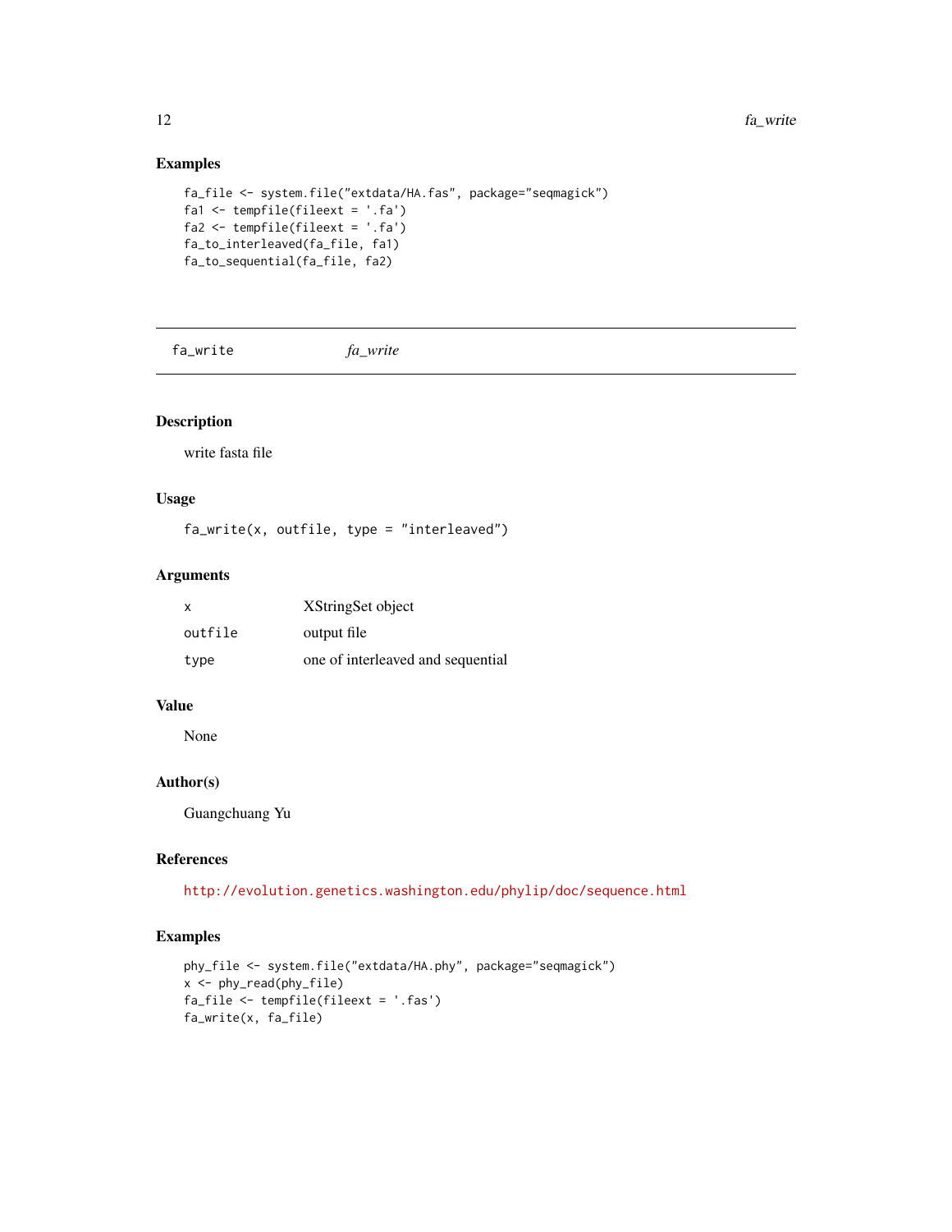## Examples

```
fa_file <- system.file("extdata/HA.fas", package="seqmagick")
fa1 <- tempfile(fileext = '.fa')
fa2 <- tempfile(fileext = '.fa')
fa_to_interleaved(fa_file, fa1)
fa_to_sequential(fa_file, fa2)
```

---

# fa_write    *fa_write*

---

## Description

write fasta file

## Usage

```
fa_write(x, outfile, type = "interleaved")
```

## Arguments

| | |
|---|---|
| x | XStringSet object |
| outfile | output file |
| type | one of interleaved and sequential |

## Value

None

## Author(s)

Guangchuang Yu

## References

http://evolution.genetics.washington.edu/phylip/doc/sequence.html

## Examples

```
phy_file <- system.file("extdata/HA.phy", package="seqmagick")
x <- phy_read(phy_file)
fa_file <- tempfile(fileext = '.fas')
fa_write(x, fa_file)
```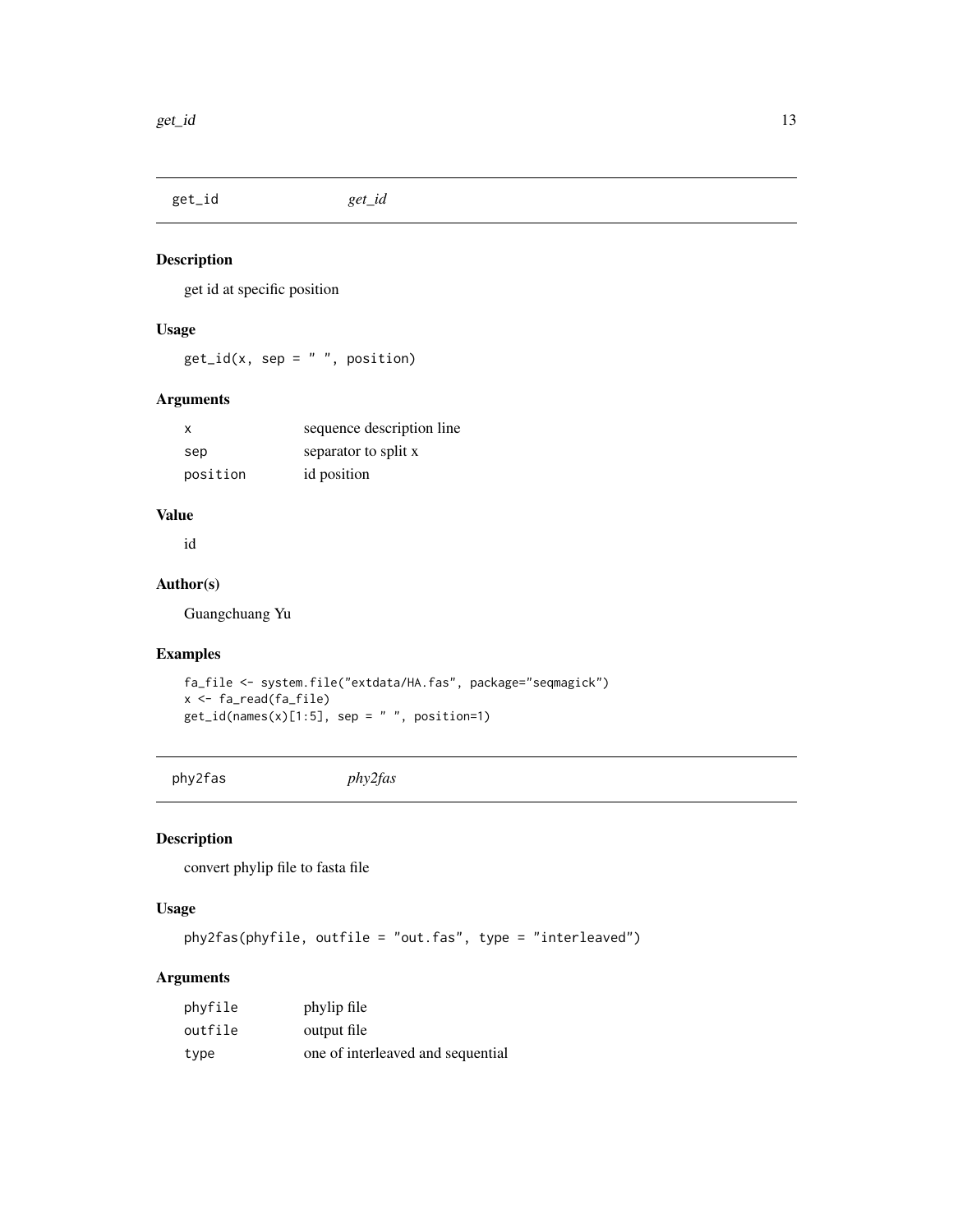## get_id *get_id*

### Description

get id at specific position

### Usage

```
get_id(x, sep = " ", position)
```

### Arguments

| | |
|---|---|
| x | sequence description line |
| sep | separator to split x |
| position | id position |

### Value

id

### Author(s)

Guangchuang Yu

### Examples

```
fa_file <- system.file("extdata/HA.fas", package="seqmagick")
x <- fa_read(fa_file)
get_id(names(x)[1:5], sep = " ", position=1)
```

## phy2fas *phy2fas*

### Description

convert phylip file to fasta file

### Usage

```
phy2fas(phyfile, outfile = "out.fas", type = "interleaved")
```

### Arguments

| | |
|---|---|
| phyfile | phylip file |
| outfile | output file |
| type | one of interleaved and sequential |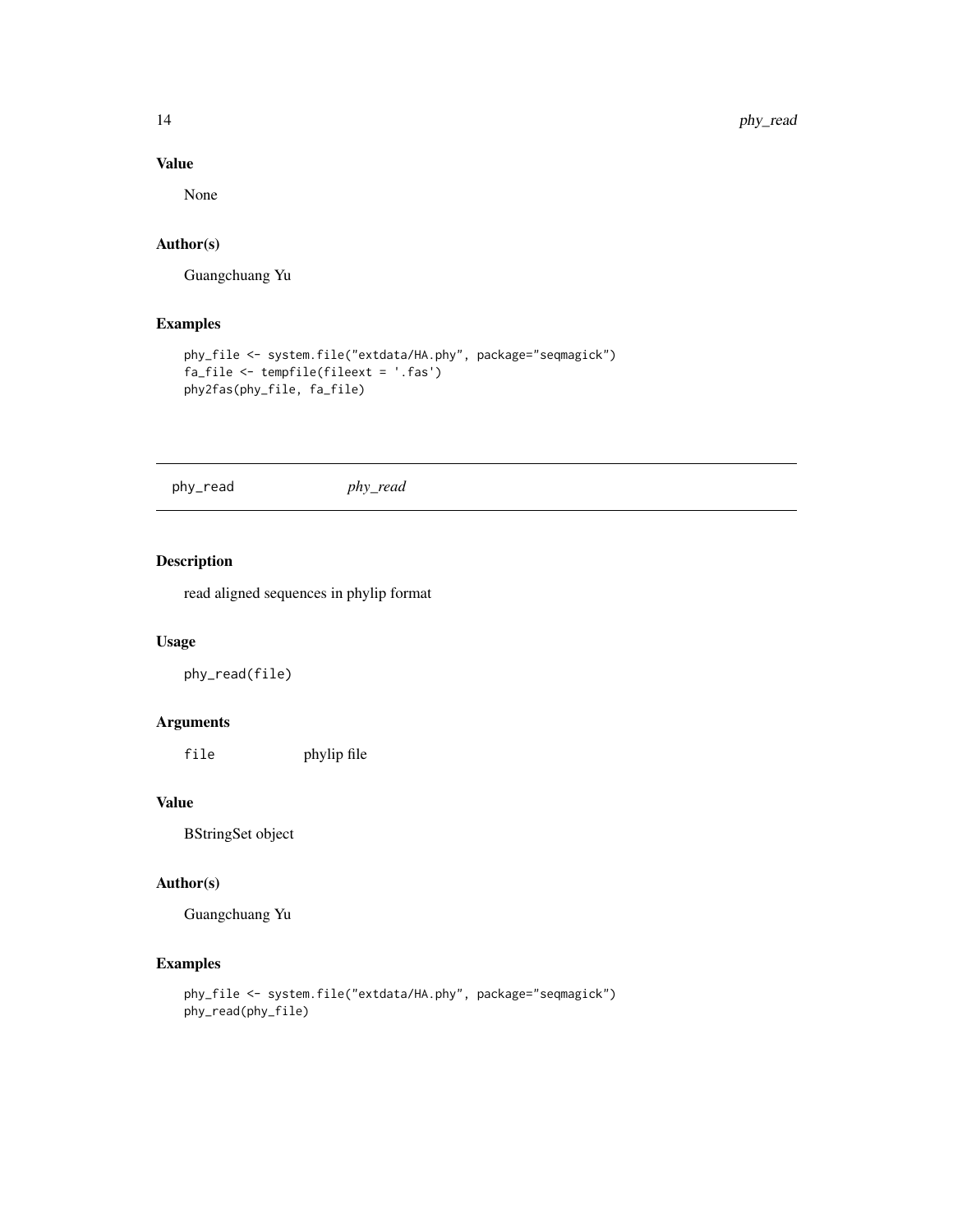### Value

None

### Author(s)

Guangchuang Yu

### Examples

```
phy_file <- system.file("extdata/HA.phy", package="seqmagick")
fa_file <- tempfile(fileext = '.fas')
phy2fas(phy_file, fa_file)
```

---

## phy_read *phy_read*

---

### Description

read aligned sequences in phylip format

### Usage

```
phy_read(file)
```

### Arguments

| | |
|---|---|
| `file` | phylip file |

### Value

BStringSet object

### Author(s)

Guangchuang Yu

### Examples

```
phy_file <- system.file("extdata/HA.phy", package="seqmagick")
phy_read(phy_file)
```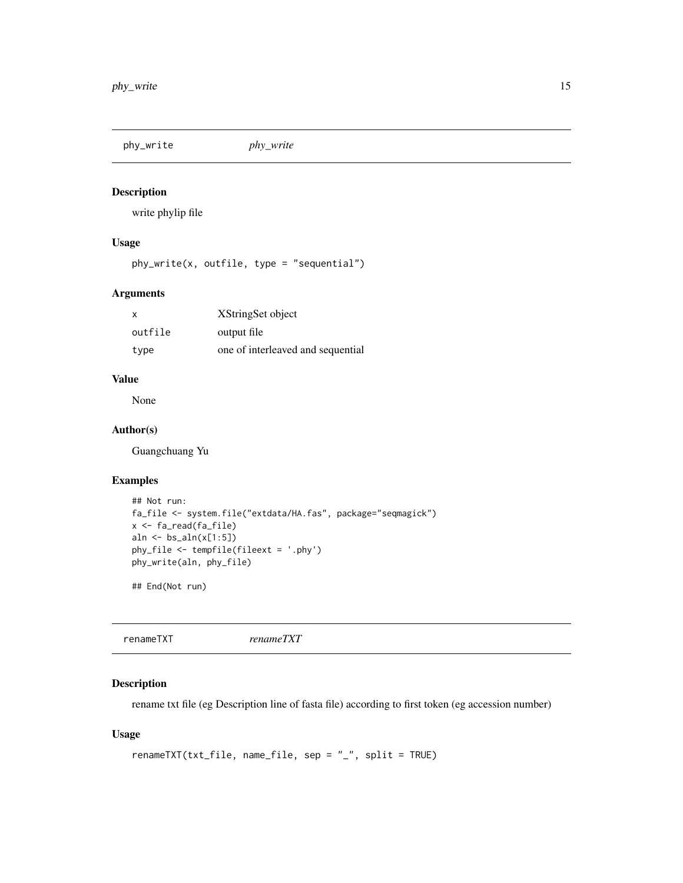## phy_write *phy_write*

### Description

write phylip file

### Usage

```
phy_write(x, outfile, type = "sequential")
```

### Arguments

| | |
|---|---|
| x | XStringSet object |
| outfile | output file |
| type | one of interleaved and sequential |

### Value

None

### Author(s)

Guangchuang Yu

### Examples

```
## Not run:
fa_file <- system.file("extdata/HA.fas", package="seqmagick")
x <- fa_read(fa_file)
aln <- bs_aln(x[1:5])
phy_file <- tempfile(fileext = '.phy')
phy_write(aln, phy_file)

## End(Not run)
```

## renameTXT *renameTXT*

### Description

rename txt file (eg Description line of fasta file) according to first token (eg accession number)

### Usage

```
renameTXT(txt_file, name_file, sep = "_", split = TRUE)
```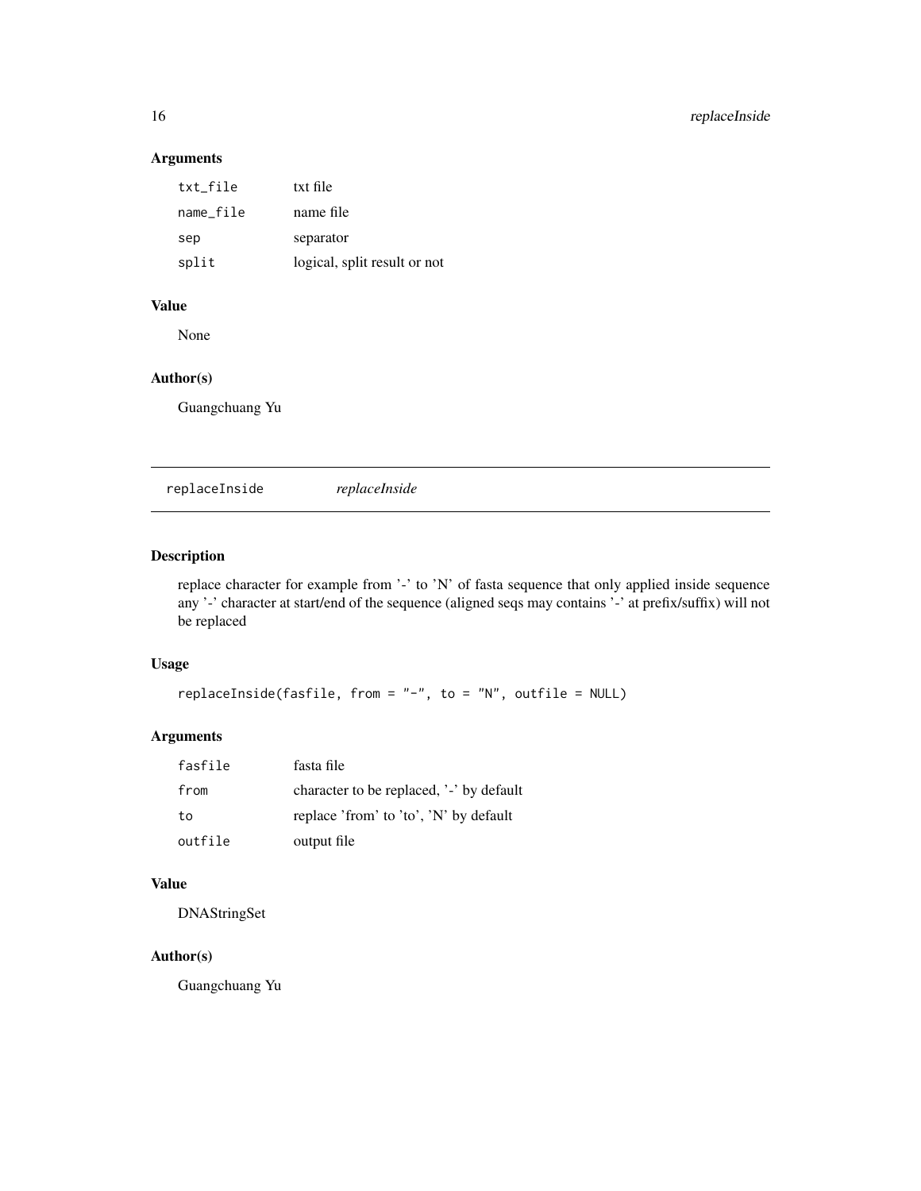### Arguments

| | |
|---|---|
| txt_file | txt file |
| name_file | name file |
| sep | separator |
| split | logical, split result or not |

### Value

None

### Author(s)

Guangchuang Yu

---

## replaceInside &nbsp;&nbsp;&nbsp; *replaceInside*

---

### Description

replace character for example from '-' to 'N' of fasta sequence that only applied inside sequence any '-' character at start/end of the sequence (aligned seqs may contains '-' at prefix/suffix) will not be replaced

### Usage

```
replaceInside(fasfile, from = "-", to = "N", outfile = NULL)
```

### Arguments

| | |
|---|---|
| fasfile | fasta file |
| from | character to be replaced, '-' by default |
| to | replace 'from' to 'to', 'N' by default |
| outfile | output file |

### Value

DNAStringSet

### Author(s)

Guangchuang Yu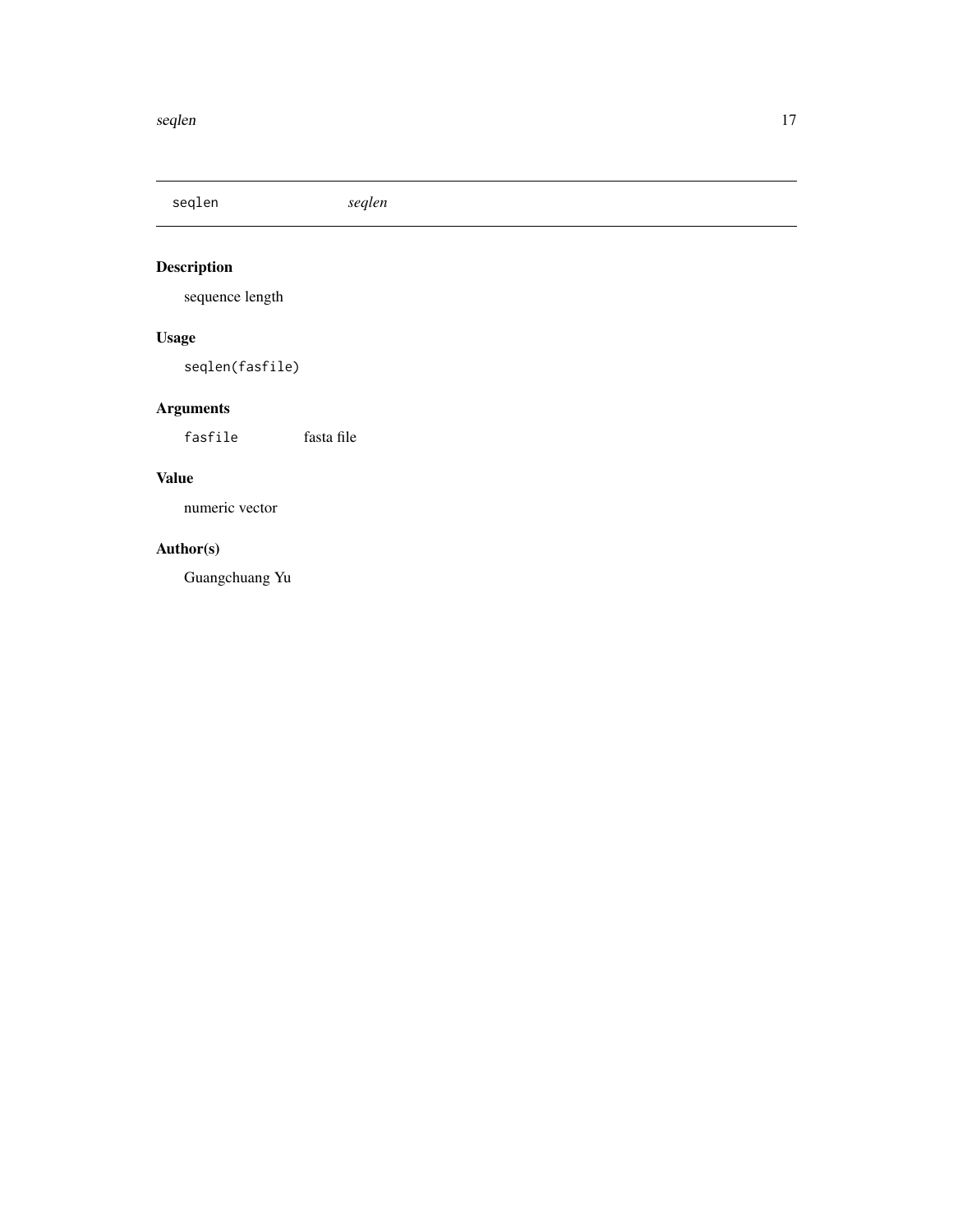## seqlen *seqlen*

### Description

sequence length

### Usage

```
seqlen(fasfile)
```

### Arguments

| | |
|---|---|
| `fasfile` | fasta file |

### Value

numeric vector

### Author(s)

Guangchuang Yu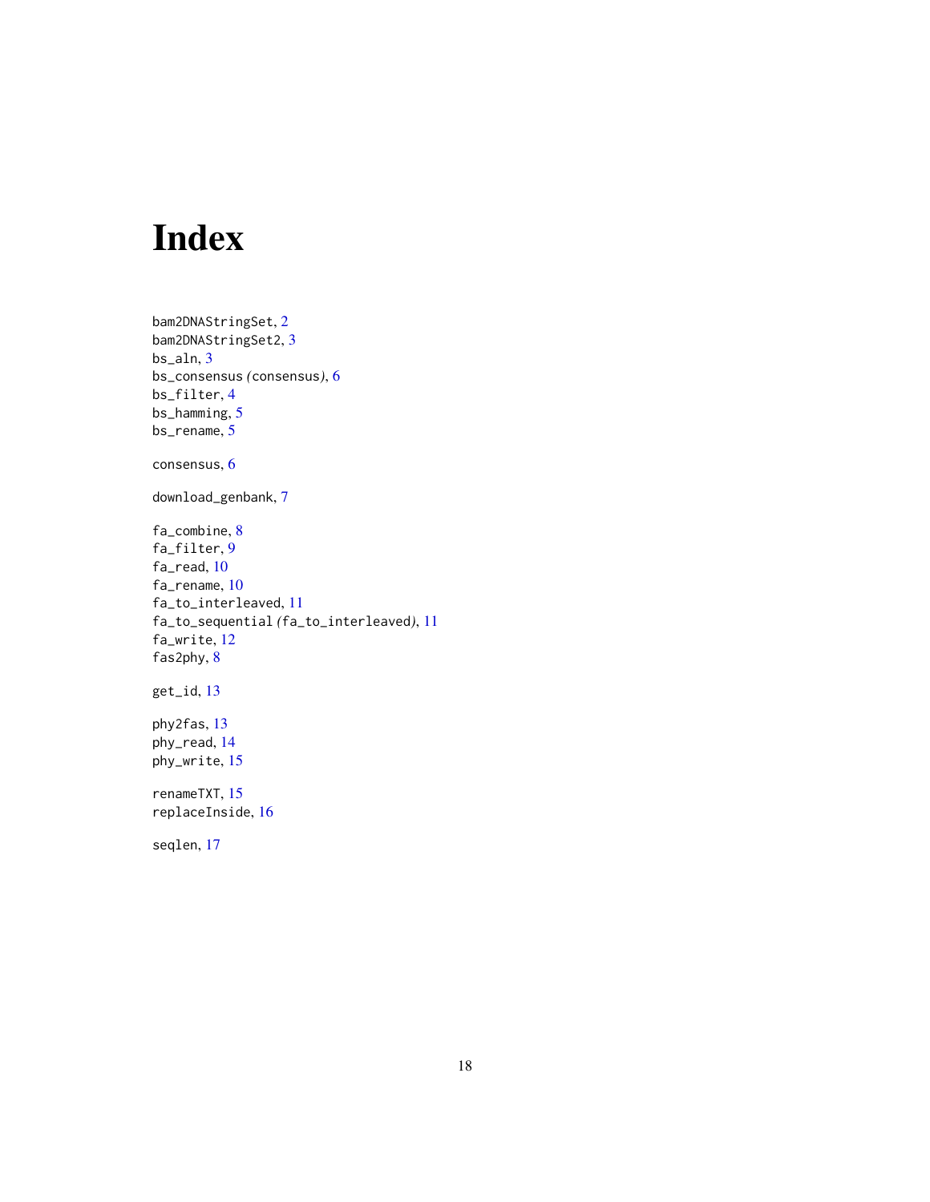# Index

bam2DNAStringSet, 2
bam2DNAStringSet2, 3
bs_aln, 3
bs_consensus *(*consensus*)*, 6
bs_filter, 4
bs_hamming, 5
bs_rename, 5

consensus, 6

download_genbank, 7

fa_combine, 8
fa_filter, 9
fa_read, 10
fa_rename, 10
fa_to_interleaved, 11
fa_to_sequential *(*fa_to_interleaved*)*, 11
fa_write, 12
fas2phy, 8

get_id, 13

phy2fas, 13
phy_read, 14
phy_write, 15

renameTXT, 15
replaceInside, 16

seqlen, 17